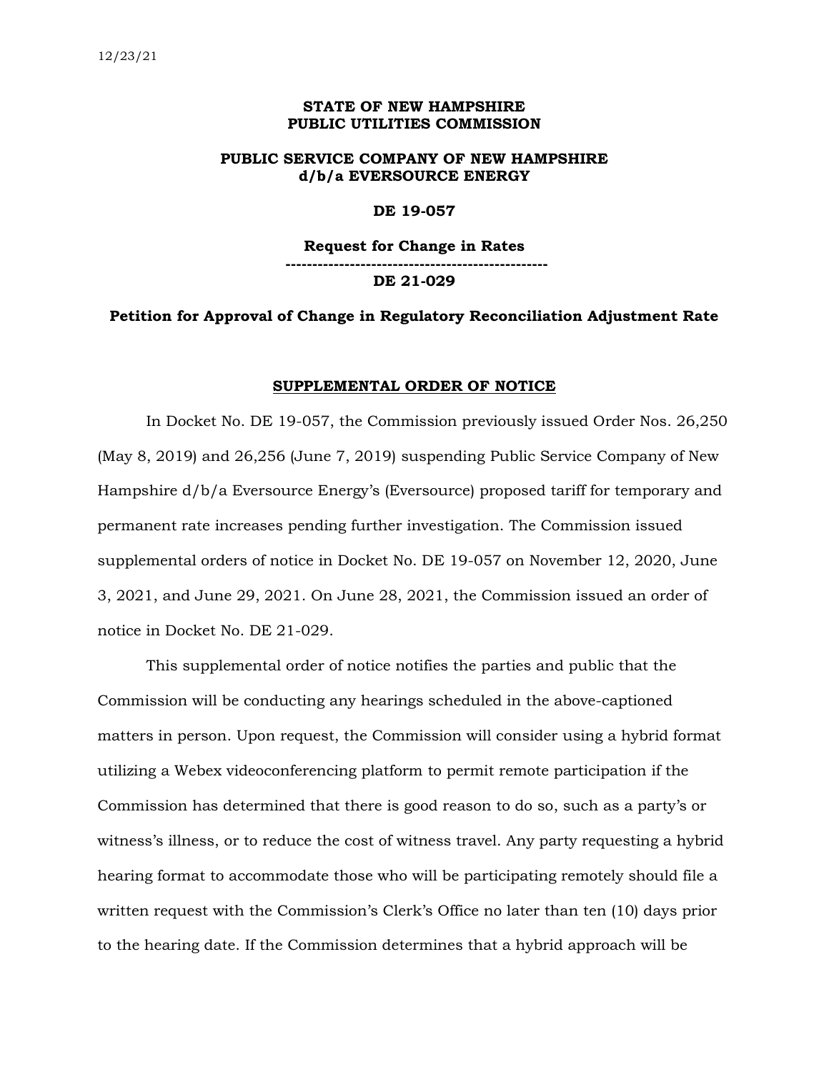12/23/21

**STATE OF NEW HAMPSHIRE**
**PUBLIC UTILITIES COMMISSION**

**PUBLIC SERVICE COMPANY OF NEW HAMPSHIRE**
**d/b/a EVERSOURCE ENERGY**

**DE 19-057**

**Request for Change in Rates**

---

**DE 21-029**

**Petition for Approval of Change in Regulatory Reconciliation Adjustment Rate**

## SUPPLEMENTAL ORDER OF NOTICE

In Docket No. DE 19-057, the Commission previously issued Order Nos. 26,250 (May 8, 2019) and 26,256 (June 7, 2019) suspending Public Service Company of New Hampshire d/b/a Eversource Energy's (Eversource) proposed tariff for temporary and permanent rate increases pending further investigation. The Commission issued supplemental orders of notice in Docket No. DE 19-057 on November 12, 2020, June 3, 2021, and June 29, 2021. On June 28, 2021, the Commission issued an order of notice in Docket No. DE 21-029.

This supplemental order of notice notifies the parties and public that the Commission will be conducting any hearings scheduled in the above-captioned matters in person. Upon request, the Commission will consider using a hybrid format utilizing a Webex videoconferencing platform to permit remote participation if the Commission has determined that there is good reason to do so, such as a party's or witness's illness, or to reduce the cost of witness travel. Any party requesting a hybrid hearing format to accommodate those who will be participating remotely should file a written request with the Commission's Clerk's Office no later than ten (10) days prior to the hearing date. If the Commission determines that a hybrid approach will be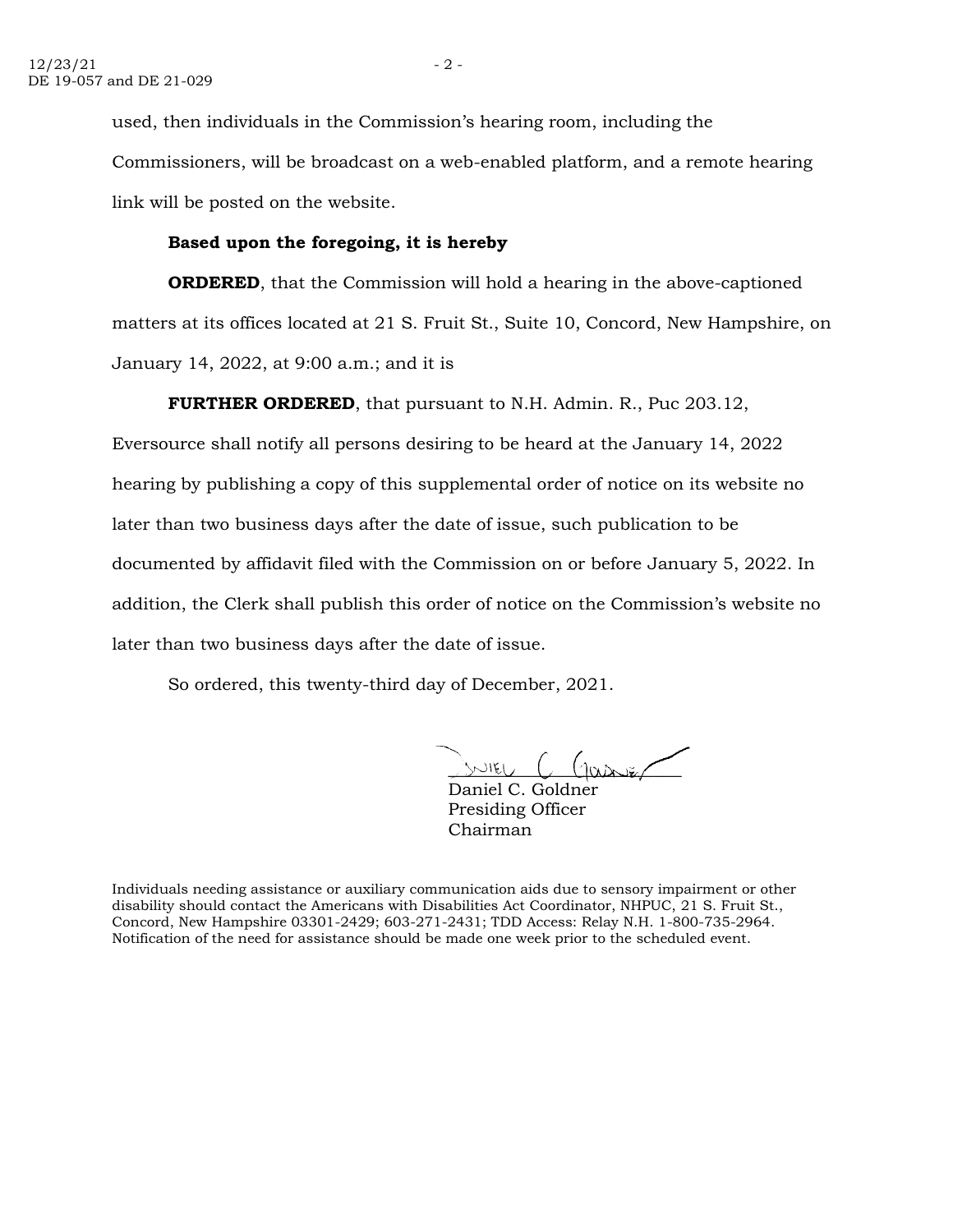used, then individuals in the Commission's hearing room, including the Commissioners, will be broadcast on a web-enabled platform, and a remote hearing link will be posted on the website.

**Based upon the foregoing, it is hereby**

**ORDERED**, that the Commission will hold a hearing in the above-captioned matters at its offices located at 21 S. Fruit St., Suite 10, Concord, New Hampshire, on January 14, 2022, at 9:00 a.m.; and it is

**FURTHER ORDERED**, that pursuant to N.H. Admin. R., Puc 203.12, Eversource shall notify all persons desiring to be heard at the January 14, 2022 hearing by publishing a copy of this supplemental order of notice on its website no later than two business days after the date of issue, such publication to be documented by affidavit filed with the Commission on or before January 5, 2022. In addition, the Clerk shall publish this order of notice on the Commission's website no later than two business days after the date of issue.

So ordered, this twenty-third day of December, 2021.

Daniel C. Goldner
Presiding Officer
Chairman

Individuals needing assistance or auxiliary communication aids due to sensory impairment or other disability should contact the Americans with Disabilities Act Coordinator, NHPUC, 21 S. Fruit St., Concord, New Hampshire 03301-2429; 603-271-2431; TDD Access: Relay N.H. 1-800-735-2964. Notification of the need for assistance should be made one week prior to the scheduled event.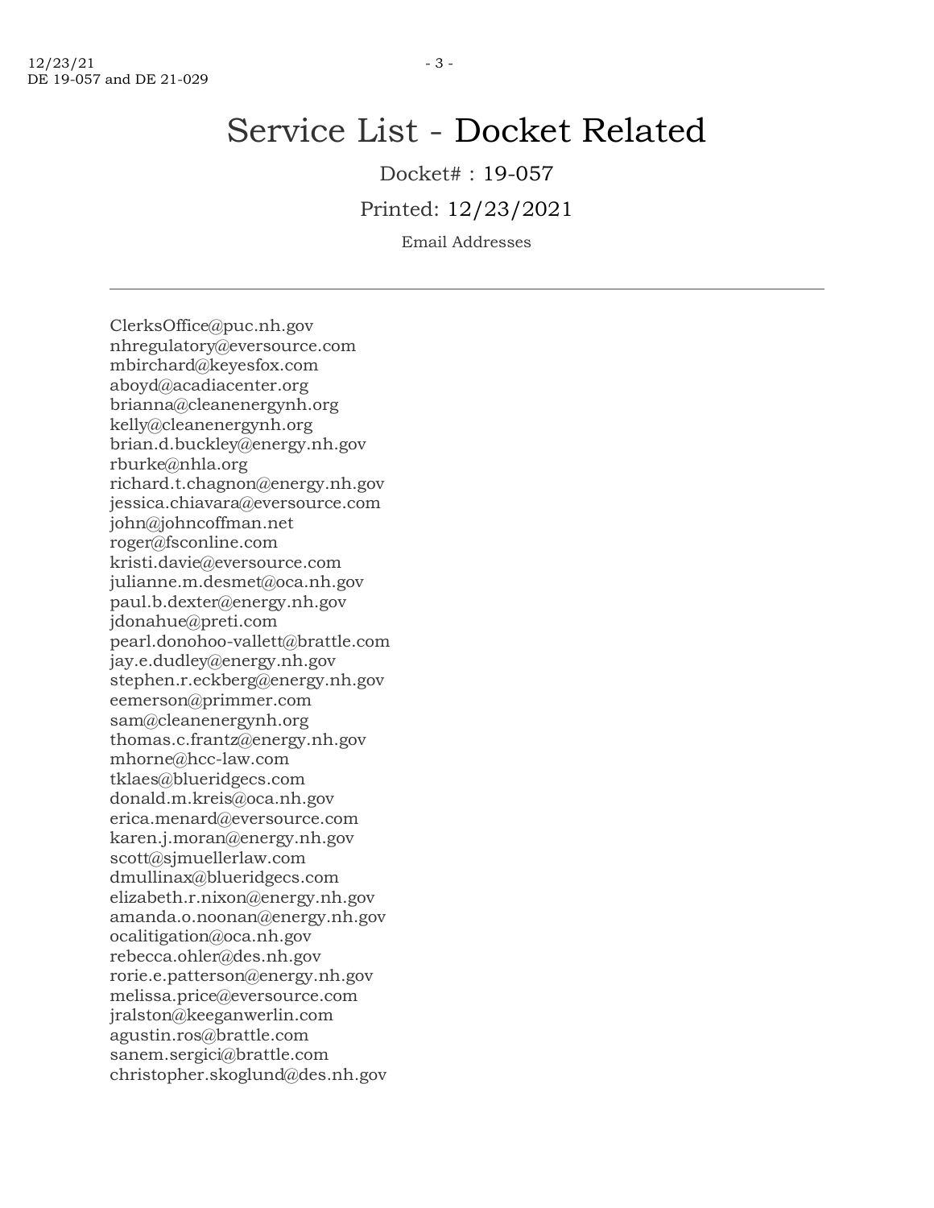# Service List - Docket Related

Docket# : 19-057

Printed: 12/23/2021

Email Addresses

---

ClerksOffice@puc.nh.gov
nhregulatory@eversource.com
mbirchard@keyesfox.com
aboyd@acadiacenter.org
brianna@cleanenergynh.org
kelly@cleanenergynh.org
brian.d.buckley@energy.nh.gov
rburke@nhla.org
richard.t.chagnon@energy.nh.gov
jessica.chiavara@eversource.com
john@johncoffman.net
roger@fsconline.com
kristi.davie@eversource.com
julianne.m.desmet@oca.nh.gov
paul.b.dexter@energy.nh.gov
jdonahue@preti.com
pearl.donohoo-vallett@brattle.com
jay.e.dudley@energy.nh.gov
stephen.r.eckberg@energy.nh.gov
eemerson@primmer.com
sam@cleanenergynh.org
thomas.c.frantz@energy.nh.gov
mhorne@hcc-law.com
tklaes@blueridgecs.com
donald.m.kreis@oca.nh.gov
erica.menard@eversource.com
karen.j.moran@energy.nh.gov
scott@sjmuellerlaw.com
dmullinax@blueridgecs.com
elizabeth.r.nixon@energy.nh.gov
amanda.o.noonan@energy.nh.gov
ocalitigation@oca.nh.gov
rebecca.ohler@des.nh.gov
rorie.e.patterson@energy.nh.gov
melissa.price@eversource.com
jralston@keeganwerlin.com
agustin.ros@brattle.com
sanem.sergici@brattle.com
christopher.skoglund@des.nh.gov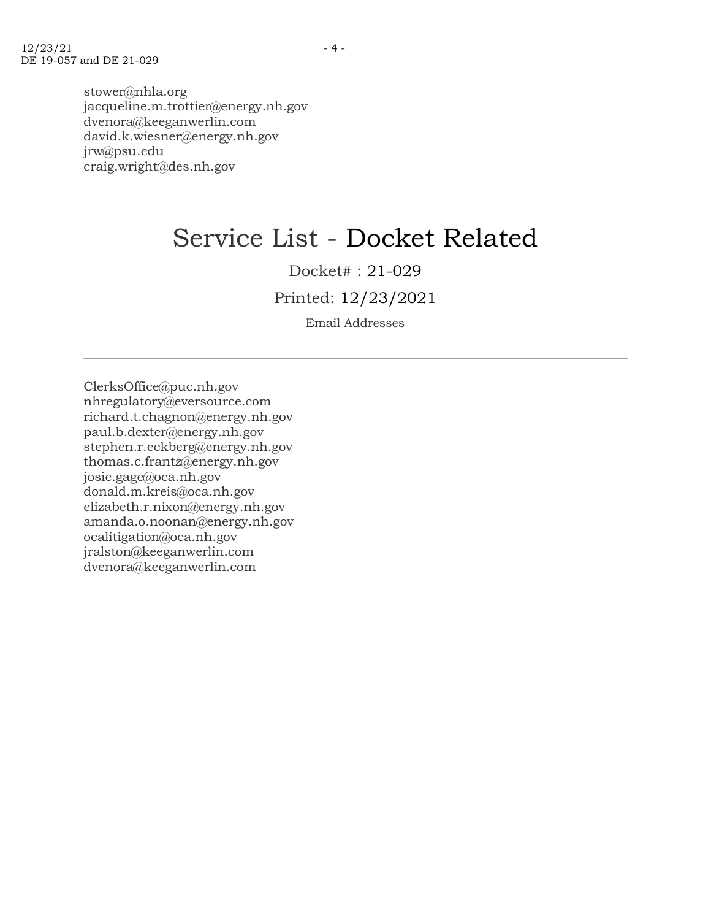stower@nhla.org
jacqueline.m.trottier@energy.nh.gov
dvenora@keeganwerlin.com
david.k.wiesner@energy.nh.gov
jrw@psu.edu
craig.wright@des.nh.gov

# Service List - Docket Related

Docket# : 21-029

Printed: 12/23/2021

Email Addresses

---

ClerksOffice@puc.nh.gov
nhregulatory@eversource.com
richard.t.chagnon@energy.nh.gov
paul.b.dexter@energy.nh.gov
stephen.r.eckberg@energy.nh.gov
thomas.c.frantz@energy.nh.gov
josie.gage@oca.nh.gov
donald.m.kreis@oca.nh.gov
elizabeth.r.nixon@energy.nh.gov
amanda.o.noonan@energy.nh.gov
ocalitigation@oca.nh.gov
jralston@keeganwerlin.com
dvenora@keeganwerlin.com